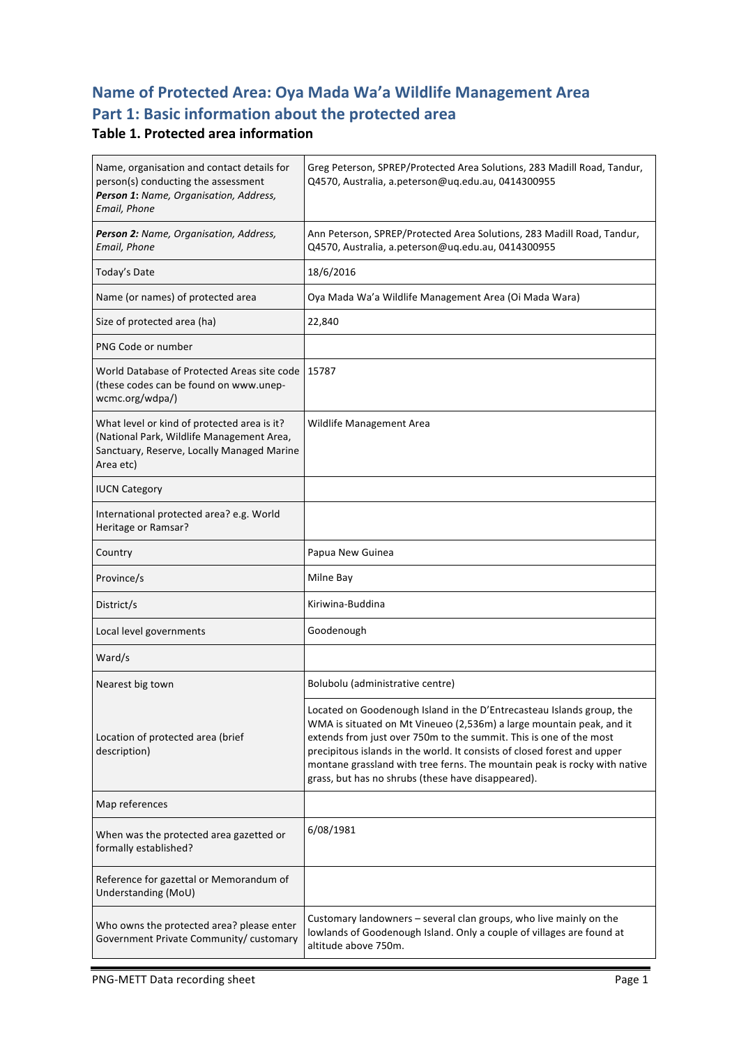# Name of Protected Area: Oya Mada Wa'a Wildlife Management Area

# Part 1: Basic information about the protected area

## Table 1. Protected area information

| | |
|---|---|
| Name, organisation and contact details for person(s) conducting the assessment *Person 1: Name, Organisation, Address, Email, Phone* | Greg Peterson, SPREP/Protected Area Solutions, 283 Madill Road, Tandur, Q4570, Australia, a.peterson@uq.edu.au, 0414300955 |
| *Person 2: Name, Organisation, Address, Email, Phone* | Ann Peterson, SPREP/Protected Area Solutions, 283 Madill Road, Tandur, Q4570, Australia, a.peterson@uq.edu.au, 0414300955 |
| Today's Date | 18/6/2016 |
| Name (or names) of protected area | Oya Mada Wa'a Wildlife Management Area (Oi Mada Wara) |
| Size of protected area (ha) | 22,840 |
| PNG Code or number | |
| World Database of Protected Areas site code (these codes can be found on www.unep-wcmc.org/wdpa/) | 15787 |
| What level or kind of protected area is it? (National Park, Wildlife Management Area, Sanctuary, Reserve, Locally Managed Marine Area etc) | Wildlife Management Area |
| IUCN Category | |
| International protected area? e.g. World Heritage or Ramsar? | |
| Country | Papua New Guinea |
| Province/s | Milne Bay |
| District/s | Kiriwina-Buddina |
| Local level governments | Goodenough |
| Ward/s | |
| Nearest big town | Bolubolu (administrative centre) |
| Location of protected area (brief description) | Located on Goodenough Island in the D'Entrecasteau Islands group, the WMA is situated on Mt Vineueo (2,536m) a large mountain peak, and it extends from just over 750m to the summit. This is one of the most precipitous islands in the world. It consists of closed forest and upper montane grassland with tree ferns. The mountain peak is rocky with native grass, but has no shrubs (these have disappeared). |
| Map references | |
| When was the protected area gazetted or formally established? | 6/08/1981 |
| Reference for gazettal or Memorandum of Understanding (MoU) | |
| Who owns the protected area? please enter Government Private Community/ customary | Customary landowners – several clan groups, who live mainly on the lowlands of Goodenough Island. Only a couple of villages are found at altitude above 750m. |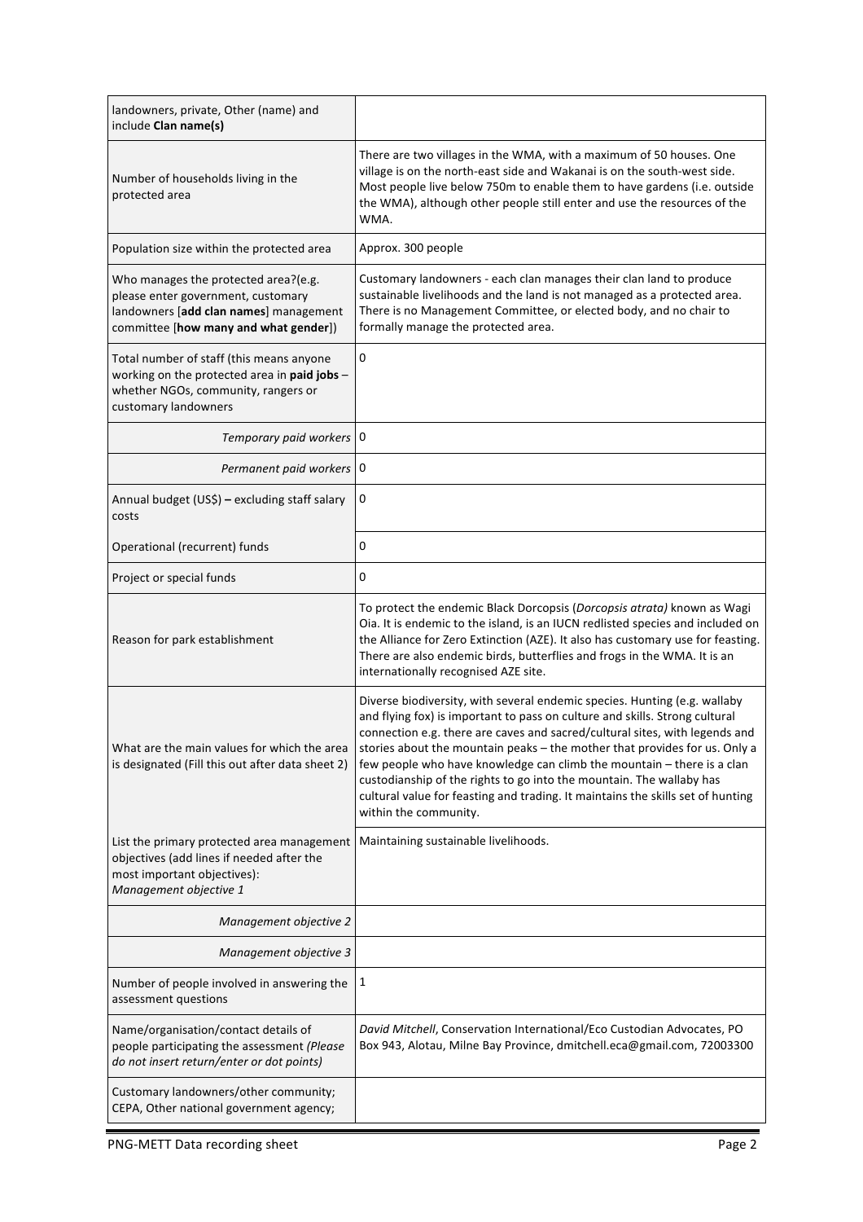| | |
|---|---|
| landowners, private, Other (name) and include **Clan name(s)** | |
| Number of households living in the protected area | There are two villages in the WMA, with a maximum of 50 houses. One village is on the north-east side and Wakanai is on the south-west side. Most people live below 750m to enable them to have gardens (i.e. outside the WMA), although other people still enter and use the resources of the WMA. |
| Population size within the protected area | Approx. 300 people |
| Who manages the protected area?(e.g. please enter government, customary landowners [**add clan names**] management committee [**how many and what gender**]) | Customary landowners - each clan manages their clan land to produce sustainable livelihoods and the land is not managed as a protected area. There is no Management Committee, or elected body, and no chair to formally manage the protected area. |
| Total number of staff (this means anyone working on the protected area in **paid jobs** – whether NGOs, community, rangers or customary landowners | 0 |
| *Temporary paid workers* | 0 |
| *Permanent paid workers* | 0 |
| Annual budget (US$) **–** excluding staff salary costs | 0 |
| Operational (recurrent) funds | 0 |
| Project or special funds | 0 |
| Reason for park establishment | To protect the endemic Black Dorcopsis (*Dorcopsis atrata)* known as Wagi Oia. It is endemic to the island, is an IUCN redlisted species and included on the Alliance for Zero Extinction (AZE). It also has customary use for feasting. There are also endemic birds, butterflies and frogs in the WMA. It is an internationally recognised AZE site. |
| What are the main values for which the area is designated (Fill this out after data sheet 2) | Diverse biodiversity, with several endemic species. Hunting (e.g. wallaby and flying fox) is important to pass on culture and skills. Strong cultural connection e.g. there are caves and sacred/cultural sites, with legends and stories about the mountain peaks – the mother that provides for us. Only a few people who have knowledge can climb the mountain – there is a clan custodianship of the rights to go into the mountain. The wallaby has cultural value for feasting and trading. It maintains the skills set of hunting within the community. |
| List the primary protected area management objectives (add lines if needed after the most important objectives): *Management objective 1* | Maintaining sustainable livelihoods. |
| *Management objective 2* | |
| *Management objective 3* | |
| Number of people involved in answering the assessment questions | 1 |
| Name/organisation/contact details of people participating the assessment *(Please do not insert return/enter or dot points)* | *David Mitchell*, Conservation International/Eco Custodian Advocates, PO Box 943, Alotau, Milne Bay Province, dmitchell.eca@gmail.com, 72003300 |
| Customary landowners/other community; CEPA, Other national government agency; | |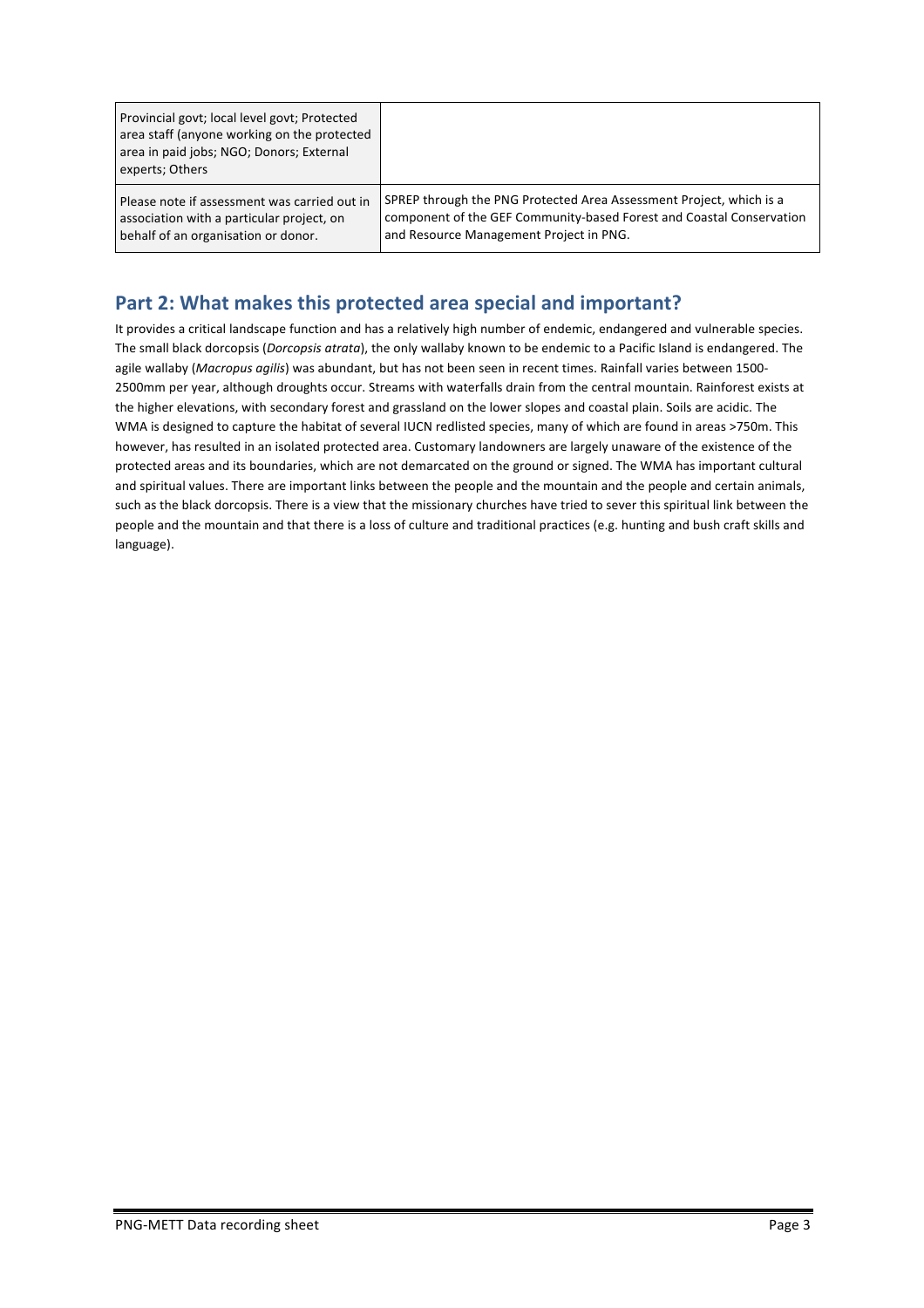| Provincial govt; local level govt; Protected area staff (anyone working on the protected area in paid jobs; NGO; Donors; External experts; Others | |
|---|---|
| Please note if assessment was carried out in association with a particular project, on behalf of an organisation or donor. | SPREP through the PNG Protected Area Assessment Project, which is a component of the GEF Community-based Forest and Coastal Conservation and Resource Management Project in PNG. |

## Part 2: What makes this protected area special and important?

It provides a critical landscape function and has a relatively high number of endemic, endangered and vulnerable species. The small black dorcopsis (*Dorcopsis atrata*), the only wallaby known to be endemic to a Pacific Island is endangered. The agile wallaby (*Macropus agilis*) was abundant, but has not been seen in recent times. Rainfall varies between 1500-2500mm per year, although droughts occur. Streams with waterfalls drain from the central mountain. Rainforest exists at the higher elevations, with secondary forest and grassland on the lower slopes and coastal plain. Soils are acidic. The WMA is designed to capture the habitat of several IUCN redlisted species, many of which are found in areas >750m. This however, has resulted in an isolated protected area. Customary landowners are largely unaware of the existence of the protected areas and its boundaries, which are not demarcated on the ground or signed. The WMA has important cultural and spiritual values. There are important links between the people and the mountain and the people and certain animals, such as the black dorcopsis. There is a view that the missionary churches have tried to sever this spiritual link between the people and the mountain and that there is a loss of culture and traditional practices (e.g. hunting and bush craft skills and language).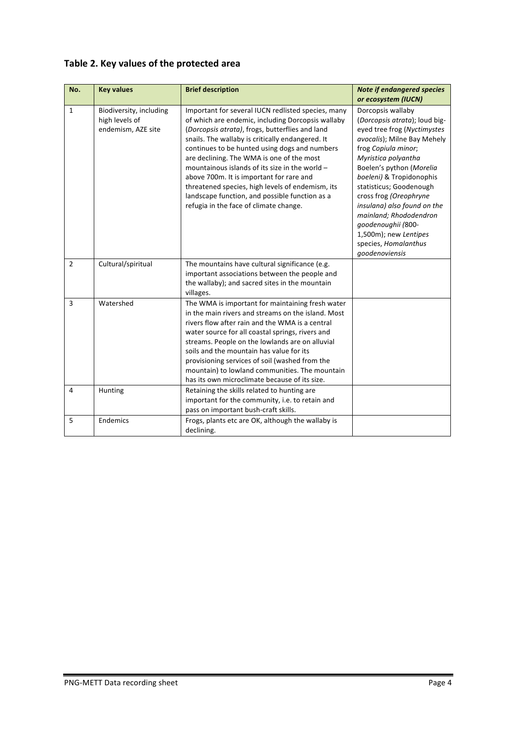## Table 2. Key values of the protected area

| No. | Key values | Brief description | *Note if endangered species or ecosystem (IUCN)* |
|---|---|---|---|
| 1 | Biodiversity, including high levels of endemism, AZE site | Important for several IUCN redlisted species, many of which are endemic, including Dorcopsis wallaby (*Dorcopsis atrata)*, frogs, butterflies and land snails. The wallaby is critically endangered. It continues to be hunted using dogs and numbers are declining. The WMA is one of the most mountainous islands of its size in the world – above 700m. It is important for rare and threatened species, high levels of endemism, its landscape function, and possible function as a refugia in the face of climate change. | Dorcopsis wallaby (*Dorcopsis atrata*); loud big-eyed tree frog (*Nyctimystes avocalis*); Milne Bay Mehely frog *Copiula minor*; *Myristica polyantha* Boelen's python (*Morelia boeleni)* & Tropidonophis statisticus; Goodenough cross frog *(Oreophryne insulana) also found on the mainland; Rhododendron goodenoughii (*800-1,500m); new *Lentipes* species, *Homalanthus goodenoviensis* |
| 2 | Cultural/spiritual | The mountains have cultural significance (e.g. important associations between the people and the wallaby); and sacred sites in the mountain villages. | |
| 3 | Watershed | The WMA is important for maintaining fresh water in the main rivers and streams on the island. Most rivers flow after rain and the WMA is a central water source for all coastal springs, rivers and streams. People on the lowlands are on alluvial soils and the mountain has value for its provisioning services of soil (washed from the mountain) to lowland communities. The mountain has its own microclimate because of its size. | |
| 4 | Hunting | Retaining the skills related to hunting are important for the community, i.e. to retain and pass on important bush-craft skills. | |
| 5 | Endemics | Frogs, plants etc are OK, although the wallaby is declining. | |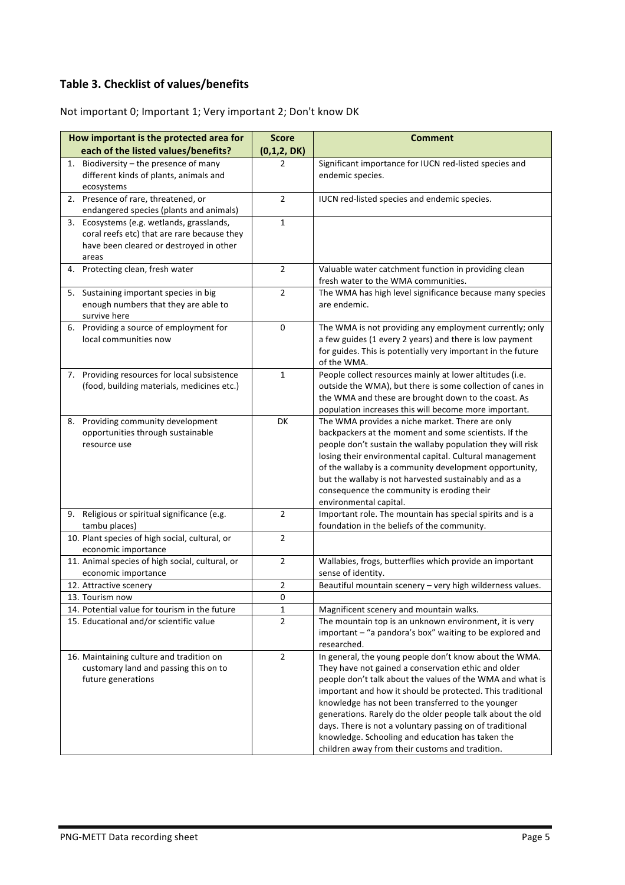## Table 3. Checklist of values/benefits

Not important 0; Important 1; Very important 2; Don't know DK

| How important is the protected area for each of the listed values/benefits? | Score (0,1,2, DK) | Comment |
|---|---|---|
| 1. Biodiversity – the presence of many different kinds of plants, animals and ecosystems | 2 | Significant importance for IUCN red-listed species and endemic species. |
| 2. Presence of rare, threatened, or endangered species (plants and animals) | 2 | IUCN red-listed species and endemic species. |
| 3. Ecosystems (e.g. wetlands, grasslands, coral reefs etc) that are rare because they have been cleared or destroyed in other areas | 1 | |
| 4. Protecting clean, fresh water | 2 | Valuable water catchment function in providing clean fresh water to the WMA communities. |
| 5. Sustaining important species in big enough numbers that they are able to survive here | 2 | The WMA has high level significance because many species are endemic. |
| 6. Providing a source of employment for local communities now | 0 | The WMA is not providing any employment currently; only a few guides (1 every 2 years) and there is low payment for guides. This is potentially very important in the future of the WMA. |
| 7. Providing resources for local subsistence (food, building materials, medicines etc.) | 1 | People collect resources mainly at lower altitudes (i.e. outside the WMA), but there is some collection of canes in the WMA and these are brought down to the coast. As population increases this will become more important. |
| 8. Providing community development opportunities through sustainable resource use | DK | The WMA provides a niche market. There are only backpackers at the moment and some scientists. If the people don't sustain the wallaby population they will risk losing their environmental capital. Cultural management of the wallaby is a community development opportunity, but the wallaby is not harvested sustainably and as a consequence the community is eroding their environmental capital. |
| 9. Religious or spiritual significance (e.g. tambu places) | 2 | Important role. The mountain has special spirits and is a foundation in the beliefs of the community. |
| 10. Plant species of high social, cultural, or economic importance | 2 | |
| 11. Animal species of high social, cultural, or economic importance | 2 | Wallabies, frogs, butterflies which provide an important sense of identity. |
| 12. Attractive scenery | 2 | Beautiful mountain scenery – very high wilderness values. |
| 13. Tourism now | 0 | |
| 14. Potential value for tourism in the future | 1 | Magnificent scenery and mountain walks. |
| 15. Educational and/or scientific value | 2 | The mountain top is an unknown environment, it is very important – "a pandora's box" waiting to be explored and researched. |
| 16. Maintaining culture and tradition on customary land and passing this on to future generations | 2 | In general, the young people don't know about the WMA. They have not gained a conservation ethic and older people don't talk about the values of the WMA and what is important and how it should be protected. This traditional knowledge has not been transferred to the younger generations. Rarely do the older people talk about the old days. There is not a voluntary passing on of traditional knowledge. Schooling and education has taken the children away from their customs and tradition. |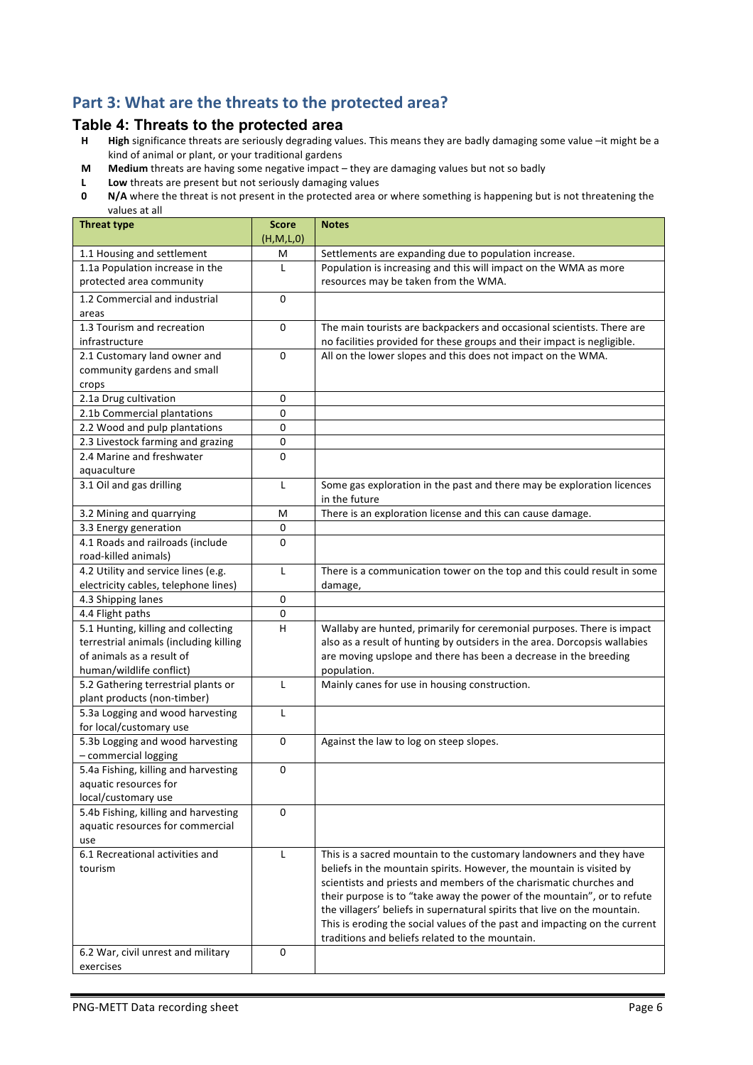## Part 3: What are the threats to the protected area?

### Table 4: Threats to the protected area

**H** **High** significance threats are seriously degrading values. This means they are badly damaging some value –it might be a kind of animal or plant, or your traditional gardens

**M** **Medium** threats are having some negative impact – they are damaging values but not so badly

**L** **Low** threats are present but not seriously damaging values

**0** **N/A** where the threat is not present in the protected area or where something is happening but is not threatening the values at all

| Threat type | Score (H,M,L,0) | Notes |
|---|---|---|
| 1.1 Housing and settlement | M | Settlements are expanding due to population increase. |
| 1.1a Population increase in the protected area community | L | Population is increasing and this will impact on the WMA as more resources may be taken from the WMA. |
| 1.2 Commercial and industrial areas | 0 | |
| 1.3 Tourism and recreation infrastructure | 0 | The main tourists are backpackers and occasional scientists. There are no facilities provided for these groups and their impact is negligible. |
| 2.1 Customary land owner and community gardens and small crops | 0 | All on the lower slopes and this does not impact on the WMA. |
| 2.1a Drug cultivation | 0 | |
| 2.1b Commercial plantations | 0 | |
| 2.2 Wood and pulp plantations | 0 | |
| 2.3 Livestock farming and grazing | 0 | |
| 2.4 Marine and freshwater aquaculture | 0 | |
| 3.1 Oil and gas drilling | L | Some gas exploration in the past and there may be exploration licences in the future |
| 3.2 Mining and quarrying | M | There is an exploration license and this can cause damage. |
| 3.3 Energy generation | 0 | |
| 4.1 Roads and railroads (include road-killed animals) | 0 | |
| 4.2 Utility and service lines (e.g. electricity cables, telephone lines) | L | There is a communication tower on the top and this could result in some damage, |
| 4.3 Shipping lanes | 0 | |
| 4.4 Flight paths | 0 | |
| 5.1 Hunting, killing and collecting terrestrial animals (including killing of animals as a result of human/wildlife conflict) | H | Wallaby are hunted, primarily for ceremonial purposes. There is impact also as a result of hunting by outsiders in the area. Dorcopsis wallabies are moving upslope and there has been a decrease in the breeding population. |
| 5.2 Gathering terrestrial plants or plant products (non-timber) | L | Mainly canes for use in housing construction. |
| 5.3a Logging and wood harvesting for local/customary use | L | |
| 5.3b Logging and wood harvesting – commercial logging | 0 | Against the law to log on steep slopes. |
| 5.4a Fishing, killing and harvesting aquatic resources for local/customary use | 0 | |
| 5.4b Fishing, killing and harvesting aquatic resources for commercial use | 0 | |
| 6.1 Recreational activities and tourism | L | This is a sacred mountain to the customary landowners and they have beliefs in the mountain spirits. However, the mountain is visited by scientists and priests and members of the charismatic churches and their purpose is to "take away the power of the mountain", or to refute the villagers' beliefs in supernatural spirits that live on the mountain. This is eroding the social values of the past and impacting on the current traditions and beliefs related to the mountain. |
| 6.2 War, civil unrest and military exercises | 0 | |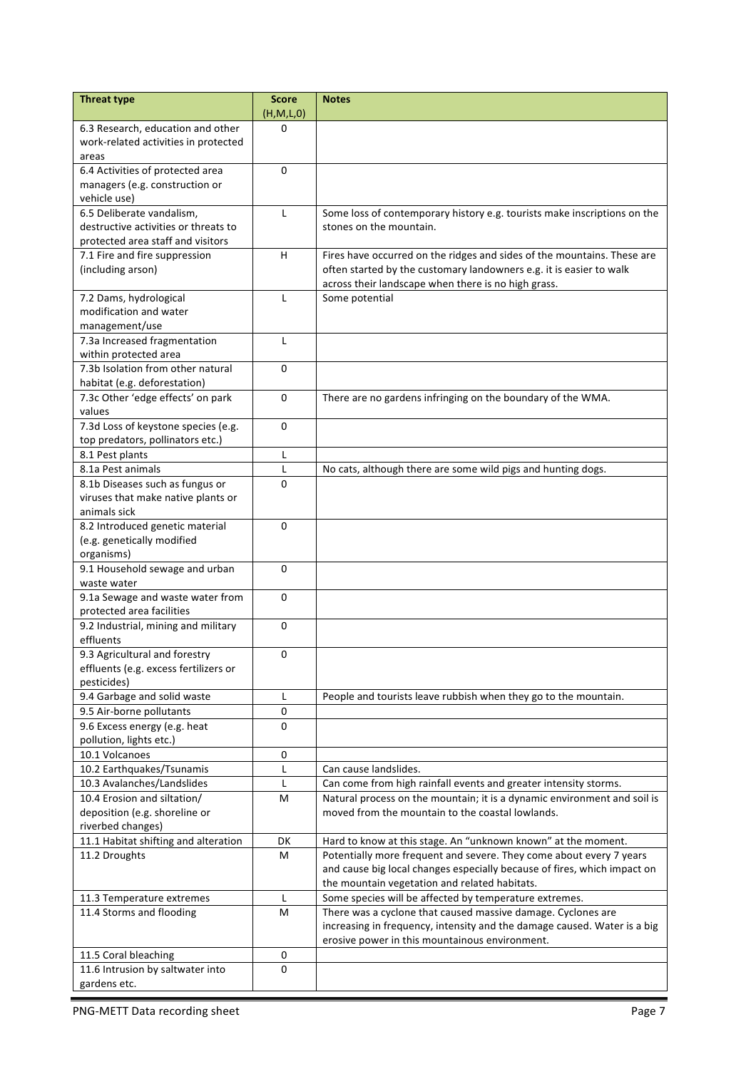| Threat type | Score (H,M,L,0) | Notes |
|---|---|---|
| 6.3 Research, education and other work-related activities in protected areas | 0 | |
| 6.4 Activities of protected area managers (e.g. construction or vehicle use) | 0 | |
| 6.5 Deliberate vandalism, destructive activities or threats to protected area staff and visitors | L | Some loss of contemporary history e.g. tourists make inscriptions on the stones on the mountain. |
| 7.1 Fire and fire suppression (including arson) | H | Fires have occurred on the ridges and sides of the mountains. These are often started by the customary landowners e.g. it is easier to walk across their landscape when there is no high grass. |
| 7.2 Dams, hydrological modification and water management/use | L | Some potential |
| 7.3a Increased fragmentation within protected area | L | |
| 7.3b Isolation from other natural habitat (e.g. deforestation) | 0 | |
| 7.3c Other 'edge effects' on park values | 0 | There are no gardens infringing on the boundary of the WMA. |
| 7.3d Loss of keystone species (e.g. top predators, pollinators etc.) | 0 | |
| 8.1 Pest plants | L | |
| 8.1a Pest animals | L | No cats, although there are some wild pigs and hunting dogs. |
| 8.1b Diseases such as fungus or viruses that make native plants or animals sick | 0 | |
| 8.2 Introduced genetic material (e.g. genetically modified organisms) | 0 | |
| 9.1 Household sewage and urban waste water | 0 | |
| 9.1a Sewage and waste water from protected area facilities | 0 | |
| 9.2 Industrial, mining and military effluents | 0 | |
| 9.3 Agricultural and forestry effluents (e.g. excess fertilizers or pesticides) | 0 | |
| 9.4 Garbage and solid waste | L | People and tourists leave rubbish when they go to the mountain. |
| 9.5 Air-borne pollutants | 0 | |
| 9.6 Excess energy (e.g. heat pollution, lights etc.) | 0 | |
| 10.1 Volcanoes | 0 | |
| 10.2 Earthquakes/Tsunamis | L | Can cause landslides. |
| 10.3 Avalanches/Landslides | L | Can come from high rainfall events and greater intensity storms. |
| 10.4 Erosion and siltation/ deposition (e.g. shoreline or riverbed changes) | M | Natural process on the mountain; it is a dynamic environment and soil is moved from the mountain to the coastal lowlands. |
| 11.1 Habitat shifting and alteration | DK | Hard to know at this stage. An "unknown known" at the moment. |
| 11.2 Droughts | M | Potentially more frequent and severe. They come about every 7 years and cause big local changes especially because of fires, which impact on the mountain vegetation and related habitats. |
| 11.3 Temperature extremes | L | Some species will be affected by temperature extremes. |
| 11.4 Storms and flooding | M | There was a cyclone that caused massive damage. Cyclones are increasing in frequency, intensity and the damage caused. Water is a big erosive power in this mountainous environment. |
| 11.5 Coral bleaching | 0 | |
| 11.6 Intrusion by saltwater into gardens etc. | 0 | |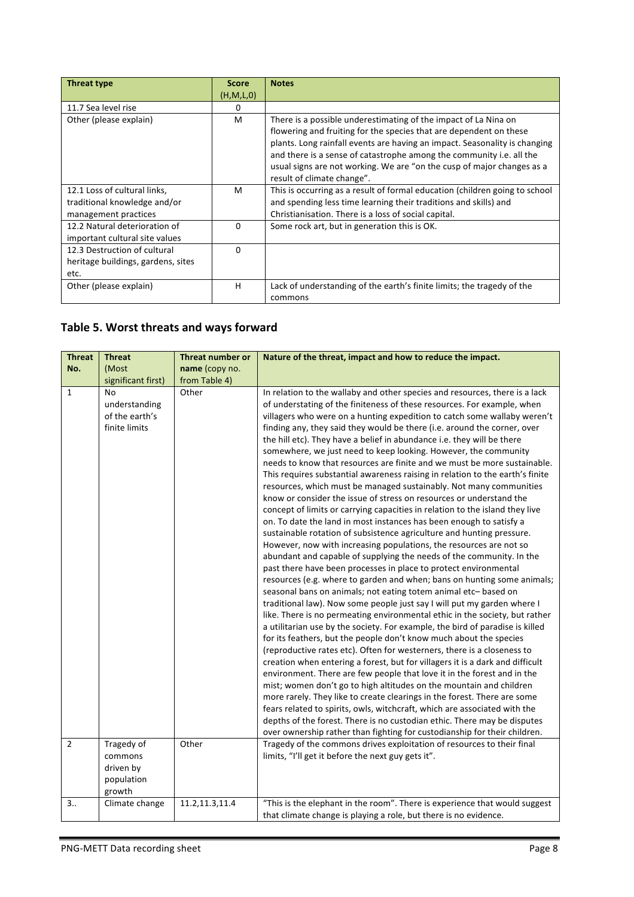| Threat type | Score (H,M,L,0) | Notes |
|---|---|---|
| 11.7 Sea level rise | 0 | |
| Other (please explain) | M | There is a possible underestimating of the impact of La Nina on flowering and fruiting for the species that are dependent on these plants. Long rainfall events are having an impact. Seasonality is changing and there is a sense of catastrophe among the community i.e. all the usual signs are not working. We are "on the cusp of major changes as a result of climate change". |
| 12.1 Loss of cultural links, traditional knowledge and/or management practices | M | This is occurring as a result of formal education (children going to school and spending less time learning their traditions and skills) and Christianisation. There is a loss of social capital. |
| 12.2 Natural deterioration of important cultural site values | 0 | Some rock art, but in generation this is OK. |
| 12.3 Destruction of cultural heritage buildings, gardens, sites etc. | 0 | |
| Other (please explain) | H | Lack of understanding of the earth's finite limits; the tragedy of the commons |

## Table 5. Worst threats and ways forward

| Threat No. | Threat (Most significant first) | Threat number or name (copy no. from Table 4) | Nature of the threat, impact and how to reduce the impact. |
|---|---|---|---|
| 1 | No understanding of the earth's finite limits | Other | In relation to the wallaby and other species and resources, there is a lack of understanding of the finiteness of these resources. For example, when villagers who were on a hunting expedition to catch some wallaby weren't finding any, they said they would be there (i.e. around the corner, over the hill etc). They have a belief in abundance i.e. they will be there somewhere, we just need to keep looking. However, the community needs to know that resources are finite and we must be more sustainable. This requires substantial awareness raising in relation to the earth's finite resources, which must be managed sustainably. Not many communities know or consider the issue of stress on resources or understand the concept of limits or carrying capacities in relation to the island they live on. To date the land in most instances has been enough to satisfy a sustainable rotation of subsistence agriculture and hunting pressure. However, now with increasing populations, the resources are not so abundant and capable of supplying the needs of the community. In the past there have been processes in place to protect environmental resources (e.g. where to garden and when; bans on hunting some animals; seasonal bans on animals; not eating totem animal etc– based on traditional law). Now some people just say I will put my garden where I like. There is no permeating environmental ethic in the society, but rather a utilitarian use by the society. For example, the bird of paradise is killed for its feathers, but the people don't know much about the species (reproductive rates etc). Often for westerners, there is a closeness to creation when entering a forest, but for villagers it is a dark and difficult environment. There are few people that love it in the forest and in the mist; women don't go to high altitudes on the mountain and children more rarely. They like to create clearings in the forest. There are some fears related to spirits, owls, witchcraft, which are associated with the depths of the forest. There is no custodian ethic. There may be disputes over ownership rather than fighting for custodianship for their children. |
| 2 | Tragedy of commons driven by population growth | Other | Tragedy of the commons drives exploitation of resources to their final limits, "I'll get it before the next guy gets it". |
| 3.. | Climate change | 11.2,11.3,11.4 | "This is the elephant in the room". There is experience that would suggest that climate change is playing a role, but there is no evidence. |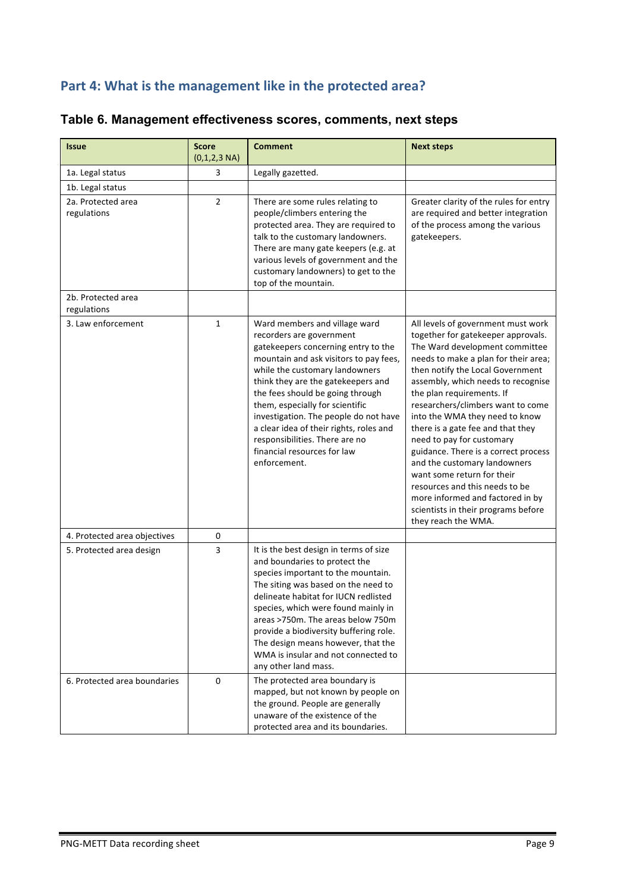## Part 4: What is the management like in the protected area?

### Table 6. Management effectiveness scores, comments, next steps

| Issue | Score (0,1,2,3 NA) | Comment | Next steps |
|---|---|---|---|
| 1a. Legal status | 3 | Legally gazetted. | |
| 1b. Legal status | | | |
| 2a. Protected area regulations | 2 | There are some rules relating to people/climbers entering the protected area. They are required to talk to the customary landowners. There are many gate keepers (e.g. at various levels of government and the customary landowners) to get to the top of the mountain. | Greater clarity of the rules for entry are required and better integration of the process among the various gatekeepers. |
| 2b. Protected area regulations | | | |
| 3. Law enforcement | 1 | Ward members and village ward recorders are government gatekeepers concerning entry to the mountain and ask visitors to pay fees, while the customary landowners think they are the gatekeepers and the fees should be going through them, especially for scientific investigation. The people do not have a clear idea of their rights, roles and responsibilities. There are no financial resources for law enforcement. | All levels of government must work together for gatekeeper approvals. The Ward development committee needs to make a plan for their area; then notify the Local Government assembly, which needs to recognise the plan requirements. If researchers/climbers want to come into the WMA they need to know there is a gate fee and that they need to pay for customary guidance. There is a correct process and the customary landowners want some return for their resources and this needs to be more informed and factored in by scientists in their programs before they reach the WMA. |
| 4. Protected area objectives | 0 | | |
| 5. Protected area design | 3 | It is the best design in terms of size and boundaries to protect the species important to the mountain. The siting was based on the need to delineate habitat for IUCN redlisted species, which were found mainly in areas >750m. The areas below 750m provide a biodiversity buffering role. The design means however, that the WMA is insular and not connected to any other land mass. | |
| 6. Protected area boundaries | 0 | The protected area boundary is mapped, but not known by people on the ground. People are generally unaware of the existence of the protected area and its boundaries. | |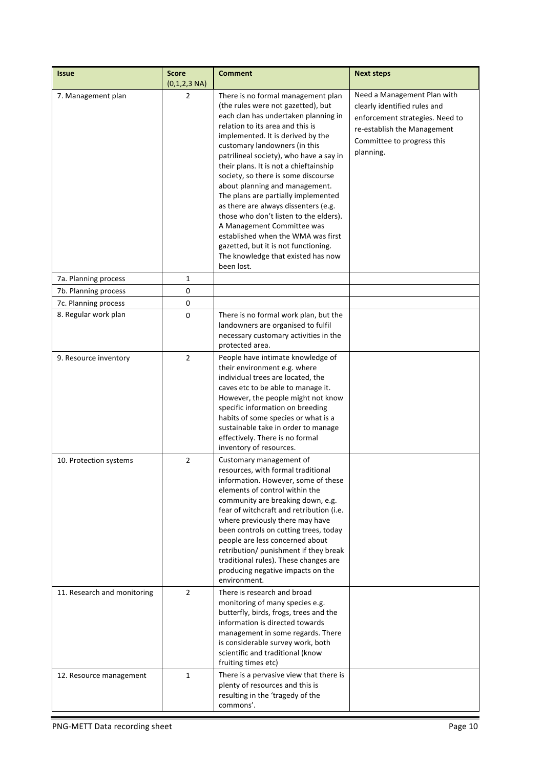| Issue | Score (0,1,2,3 NA) | Comment | Next steps |
|---|---|---|---|
| 7. Management plan | 2 | There is no formal management plan (the rules were not gazetted), but each clan has undertaken planning in relation to its area and this is implemented. It is derived by the customary landowners (in this patrilineal society), who have a say in their plans. It is not a chieftainship society, so there is some discourse about planning and management. The plans are partially implemented as there are always dissenters (e.g. those who don't listen to the elders). A Management Committee was established when the WMA was first gazetted, but it is not functioning. The knowledge that existed has now been lost. | Need a Management Plan with clearly identified rules and enforcement strategies. Need to re-establish the Management Committee to progress this planning. |
| 7a. Planning process | 1 | | |
| 7b. Planning process | 0 | | |
| 7c. Planning process | 0 | | |
| 8. Regular work plan | 0 | There is no formal work plan, but the landowners are organised to fulfil necessary customary activities in the protected area. | |
| 9. Resource inventory | 2 | People have intimate knowledge of their environment e.g. where individual trees are located, the caves etc to be able to manage it. However, the people might not know specific information on breeding habits of some species or what is a sustainable take in order to manage effectively. There is no formal inventory of resources. | |
| 10. Protection systems | 2 | Customary management of resources, with formal traditional information. However, some of these elements of control within the community are breaking down, e.g. fear of witchcraft and retribution (i.e. where previously there may have been controls on cutting trees, today people are less concerned about retribution/ punishment if they break traditional rules). These changes are producing negative impacts on the environment. | |
| 11. Research and monitoring | 2 | There is research and broad monitoring of many species e.g. butterfly, birds, frogs, trees and the information is directed towards management in some regards. There is considerable survey work, both scientific and traditional (know fruiting times etc) | |
| 12. Resource management | 1 | There is a pervasive view that there is plenty of resources and this is resulting in the 'tragedy of the commons'. | |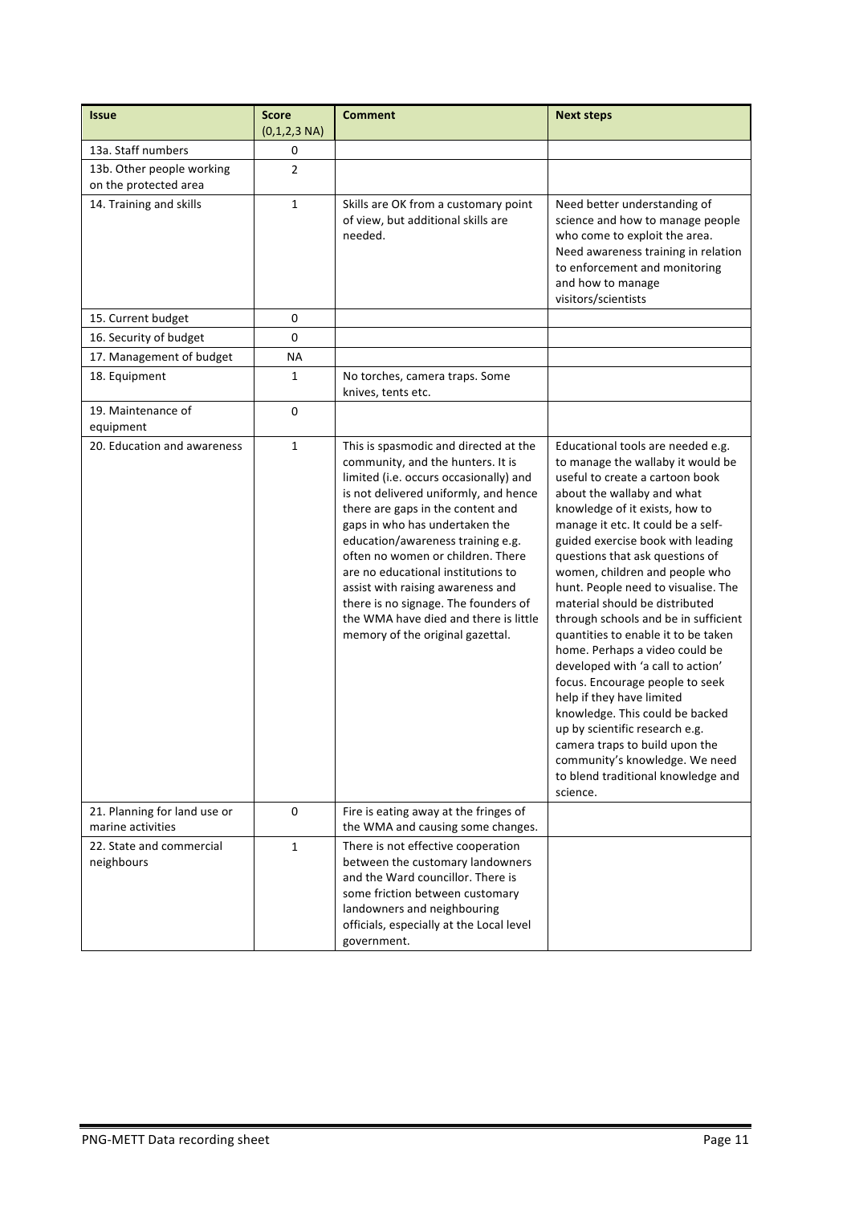| Issue | Score (0,1,2,3 NA) | Comment | Next steps |
|---|---|---|---|
| 13a. Staff numbers | 0 | | |
| 13b. Other people working on the protected area | 2 | | |
| 14. Training and skills | 1 | Skills are OK from a customary point of view, but additional skills are needed. | Need better understanding of science and how to manage people who come to exploit the area. Need awareness training in relation to enforcement and monitoring and how to manage visitors/scientists |
| 15. Current budget | 0 | | |
| 16. Security of budget | 0 | | |
| 17. Management of budget | NA | | |
| 18. Equipment | 1 | No torches, camera traps. Some knives, tents etc. | |
| 19. Maintenance of equipment | 0 | | |
| 20. Education and awareness | 1 | This is spasmodic and directed at the community, and the hunters. It is limited (i.e. occurs occasionally) and is not delivered uniformly, and hence there are gaps in the content and gaps in who has undertaken the education/awareness training e.g. often no women or children. There are no educational institutions to assist with raising awareness and there is no signage. The founders of the WMA have died and there is little memory of the original gazettal. | Educational tools are needed e.g. to manage the wallaby it would be useful to create a cartoon book about the wallaby and what knowledge of it exists, how to manage it etc. It could be a self-guided exercise book with leading questions that ask questions of women, children and people who hunt. People need to visualise. The material should be distributed through schools and be in sufficient quantities to enable it to be taken home. Perhaps a video could be developed with 'a call to action' focus. Encourage people to seek help if they have limited knowledge. This could be backed up by scientific research e.g. camera traps to build upon the community's knowledge. We need to blend traditional knowledge and science. |
| 21. Planning for land use or marine activities | 0 | Fire is eating away at the fringes of the WMA and causing some changes. | |
| 22. State and commercial neighbours | 1 | There is not effective cooperation between the customary landowners and the Ward councillor. There is some friction between customary landowners and neighbouring officials, especially at the Local level government. | |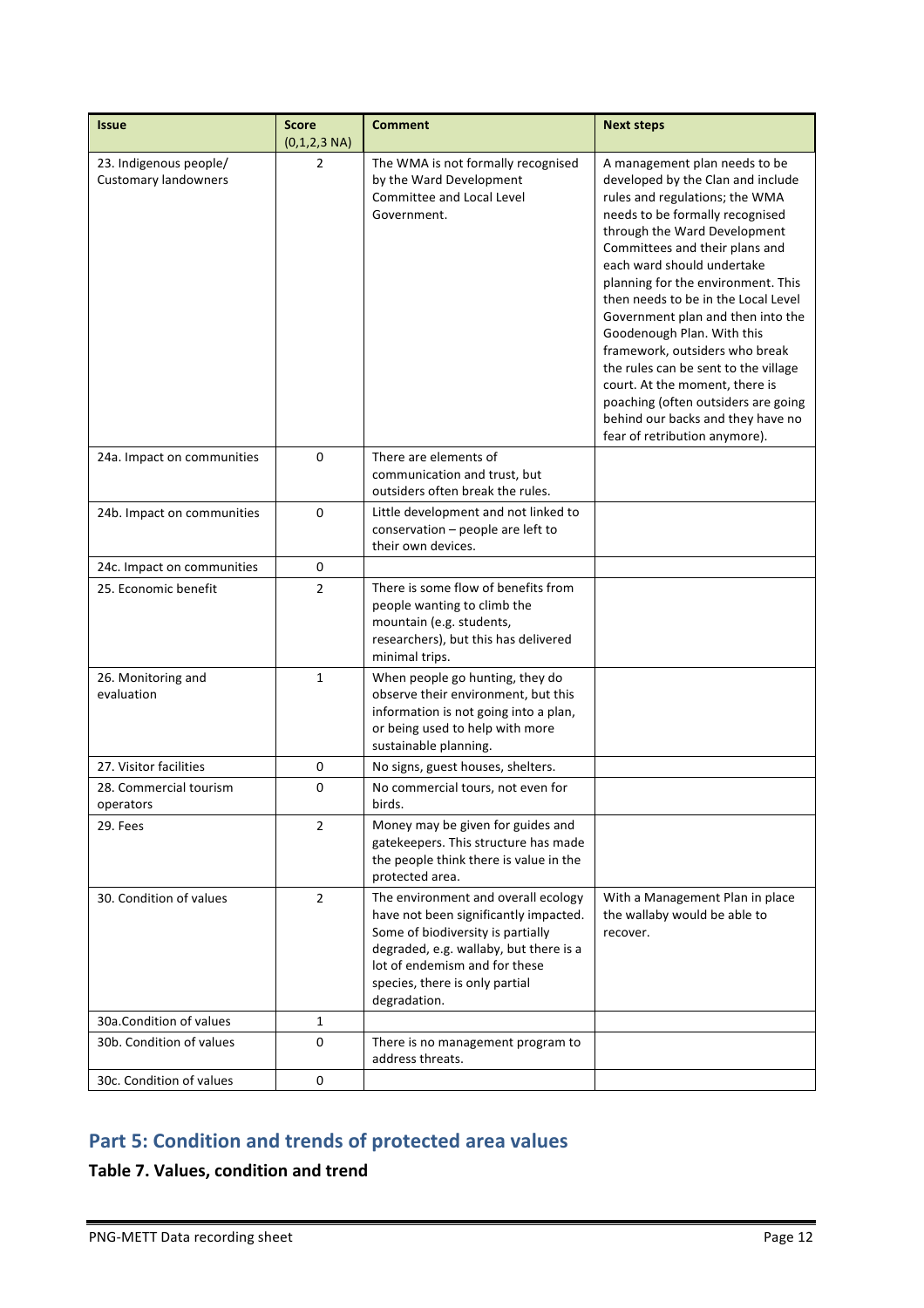| Issue | Score (0,1,2,3 NA) | Comment | Next steps |
|---|---|---|---|
| 23. Indigenous people/ Customary landowners | 2 | The WMA is not formally recognised by the Ward Development Committee and Local Level Government. | A management plan needs to be developed by the Clan and include rules and regulations; the WMA needs to be formally recognised through the Ward Development Committees and their plans and each ward should undertake planning for the environment. This then needs to be in the Local Level Government plan and then into the Goodenough Plan. With this framework, outsiders who break the rules can be sent to the village court. At the moment, there is poaching (often outsiders are going behind our backs and they have no fear of retribution anymore). |
| 24a. Impact on communities | 0 | There are elements of communication and trust, but outsiders often break the rules. | |
| 24b. Impact on communities | 0 | Little development and not linked to conservation – people are left to their own devices. | |
| 24c. Impact on communities | 0 | | |
| 25. Economic benefit | 2 | There is some flow of benefits from people wanting to climb the mountain (e.g. students, researchers), but this has delivered minimal trips. | |
| 26. Monitoring and evaluation | 1 | When people go hunting, they do observe their environment, but this information is not going into a plan, or being used to help with more sustainable planning. | |
| 27. Visitor facilities | 0 | No signs, guest houses, shelters. | |
| 28. Commercial tourism operators | 0 | No commercial tours, not even for birds. | |
| 29. Fees | 2 | Money may be given for guides and gatekeepers. This structure has made the people think there is value in the protected area. | |
| 30. Condition of values | 2 | The environment and overall ecology have not been significantly impacted. Some of biodiversity is partially degraded, e.g. wallaby, but there is a lot of endemism and for these species, there is only partial degradation. | With a Management Plan in place the wallaby would be able to recover. |
| 30a.Condition of values | 1 | | |
| 30b. Condition of values | 0 | There is no management program to address threats. | |
| 30c. Condition of values | 0 | | |

## Part 5: Condition and trends of protected area values

### Table 7. Values, condition and trend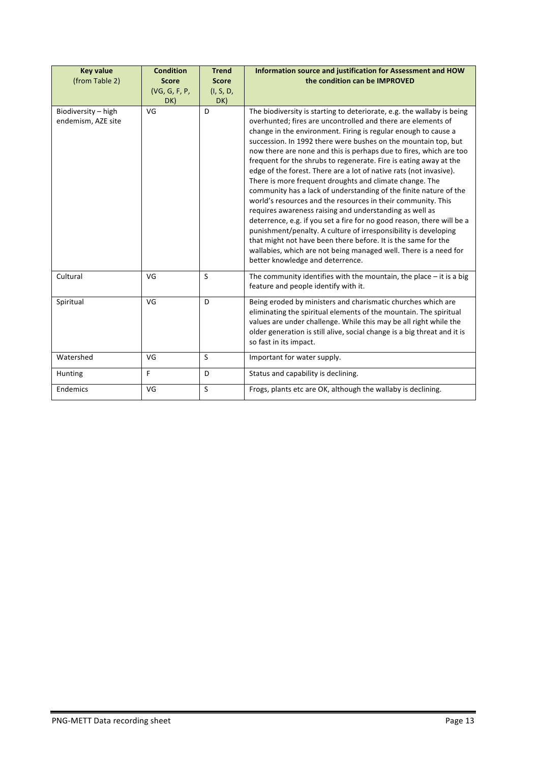| **Key value** (from Table 2) | **Condition Score** (VG, G, F, P, DK) | **Trend Score** (I, S, D, DK) | **Information source and justification for Assessment and HOW the condition can be IMPROVED** |
|---|---|---|---|
| Biodiversity – high endemism, AZE site | VG | D | The biodiversity is starting to deteriorate, e.g. the wallaby is being overhunted; fires are uncontrolled and there are elements of change in the environment. Firing is regular enough to cause a succession. In 1992 there were bushes on the mountain top, but now there are none and this is perhaps due to fires, which are too frequent for the shrubs to regenerate. Fire is eating away at the edge of the forest. There are a lot of native rats (not invasive). There is more frequent droughts and climate change. The community has a lack of understanding of the finite nature of the world's resources and the resources in their community. This requires awareness raising and understanding as well as deterrence, e.g. if you set a fire for no good reason, there will be a punishment/penalty. A culture of irresponsibility is developing that might not have been there before. It is the same for the wallabies, which are not being managed well. There is a need for better knowledge and deterrence. |
| Cultural | VG | S | The community identifies with the mountain, the place – it is a big feature and people identify with it. |
| Spiritual | VG | D | Being eroded by ministers and charismatic churches which are eliminating the spiritual elements of the mountain. The spiritual values are under challenge. While this may be all right while the older generation is still alive, social change is a big threat and it is so fast in its impact. |
| Watershed | VG | S | Important for water supply. |
| Hunting | F | D | Status and capability is declining. |
| Endemics | VG | S | Frogs, plants etc are OK, although the wallaby is declining. |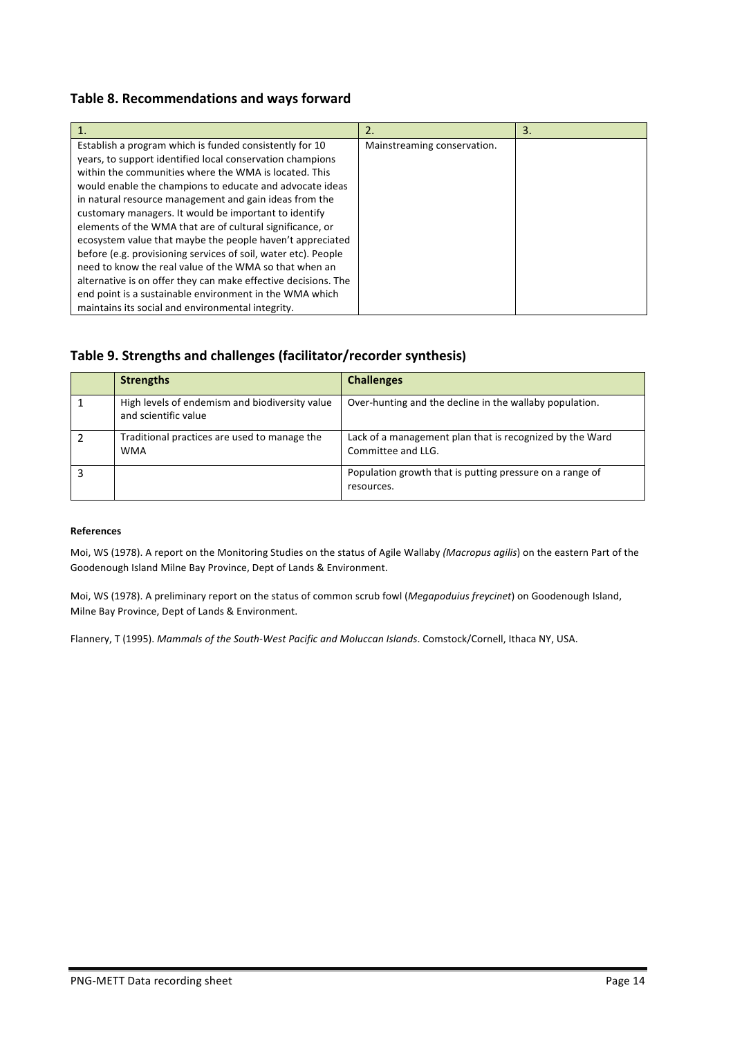## Table 8. Recommendations and ways forward

| 1. | 2. | 3. |
|---|---|---|
| Establish a program which is funded consistently for 10 years, to support identified local conservation champions within the communities where the WMA is located. This would enable the champions to educate and advocate ideas in natural resource management and gain ideas from the customary managers. It would be important to identify elements of the WMA that are of cultural significance, or ecosystem value that maybe the people haven't appreciated before (e.g. provisioning services of soil, water etc). People need to know the real value of the WMA so that when an alternative is on offer they can make effective decisions. The end point is a sustainable environment in the WMA which maintains its social and environmental integrity. | Mainstreaming conservation. | |

## Table 9. Strengths and challenges (facilitator/recorder synthesis)

| | Strengths | Challenges |
|---|---|---|
| 1 | High levels of endemism and biodiversity value and scientific value | Over-hunting and the decline in the wallaby population. |
| 2 | Traditional practices are used to manage the WMA | Lack of a management plan that is recognized by the Ward Committee and LLG. |
| 3 | | Population growth that is putting pressure on a range of resources. |

**References**

Moi, WS (1978). A report on the Monitoring Studies on the status of Agile Wallaby *(Macropus agilis*) on the eastern Part of the Goodenough Island Milne Bay Province, Dept of Lands & Environment.

Moi, WS (1978). A preliminary report on the status of common scrub fowl (*Megapoduius freycinet*) on Goodenough Island, Milne Bay Province, Dept of Lands & Environment.

Flannery, T (1995). *Mammals of the South-West Pacific and Moluccan Islands*. Comstock/Cornell, Ithaca NY, USA.